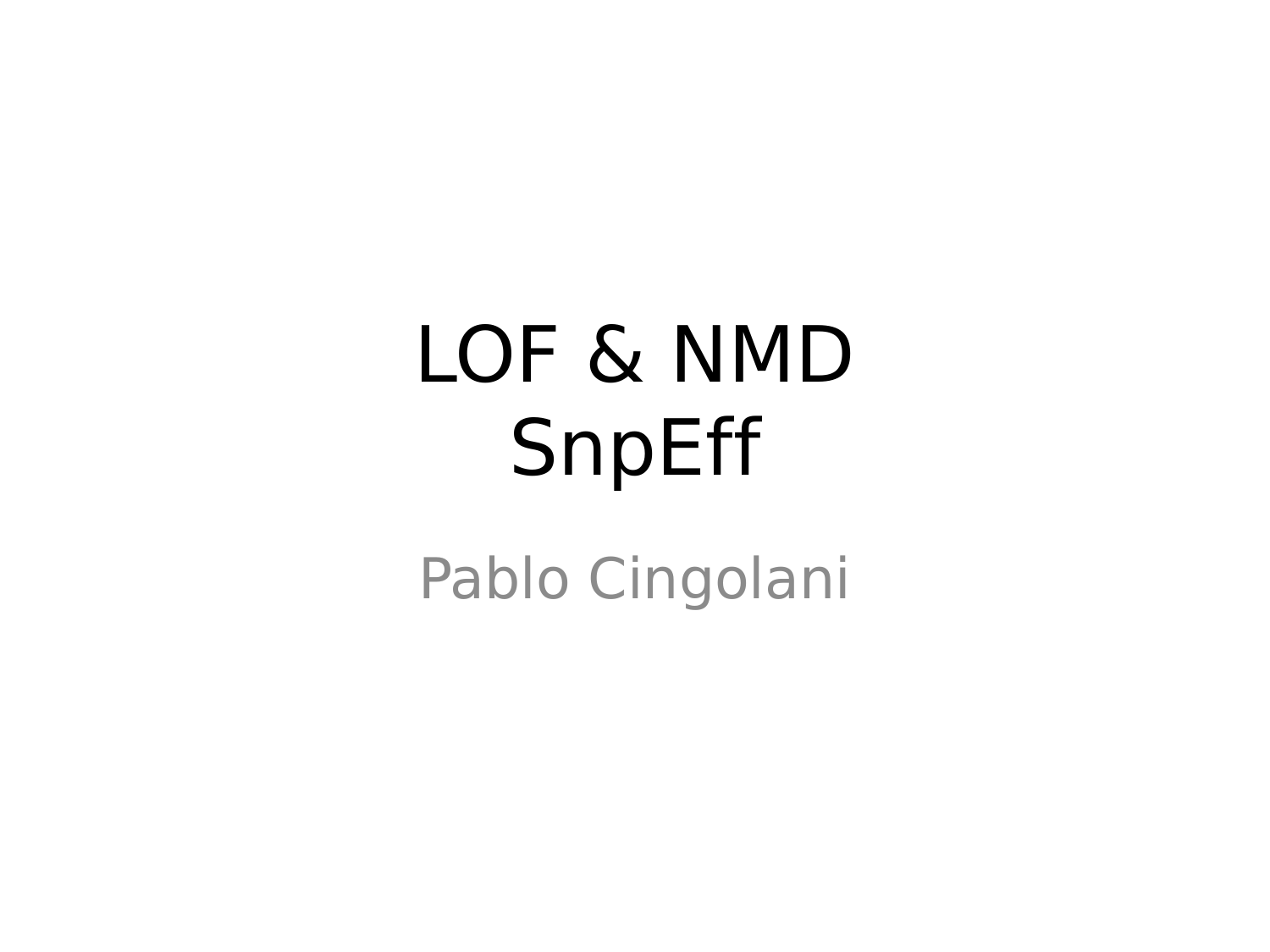# LOF & NMD SnpEff

Pablo Cingolani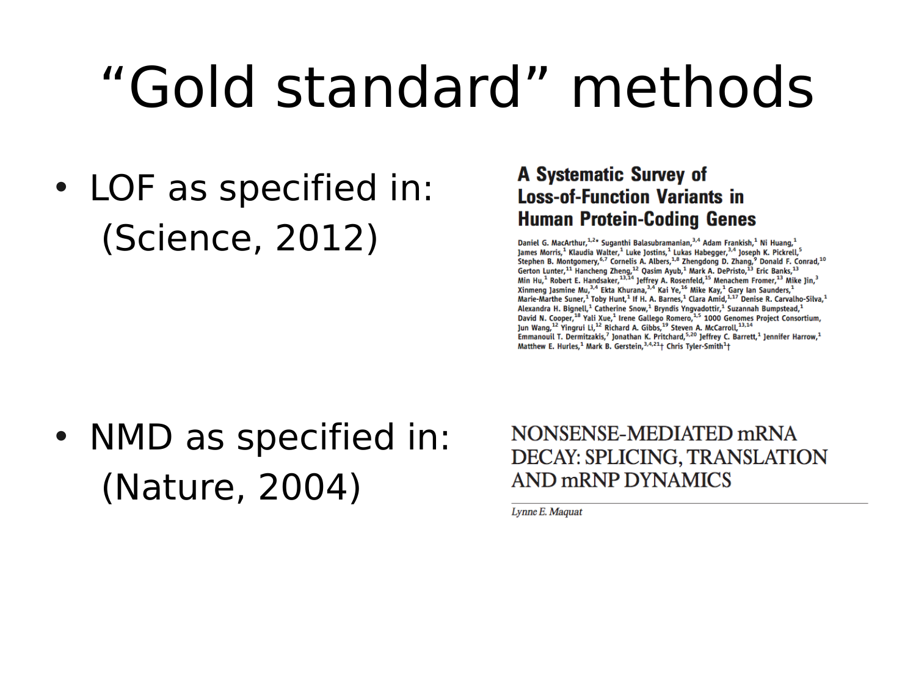# "Gold standard" methods

- LOF as specified in: (Science, 2012)

**A Systematic Survey of Loss-of-Function Variants in Human Protein-Coding Genes**

Daniel G. MacArthur,[1,2]* Suganthi Balasubramanian,[3,4] Adam Frankish,[1] Ni Huang,[1] James Morris,[1] Klaudia Walter,[1] Luke Jostins,[1] Lukas Habegger,[3,4] Joseph K. Pickrell,[5] Stephen B. Montgomery,[6,7] Cornelis A. Albers,[1,8] Zhengdong D. Zhang,[9] Donald F. Conrad,[10] Gerton Lunter,[11] Hancheng Zheng,[12] Qasim Ayub,[1] Mark A. DePristo,[13] Eric Banks,[13] Min Hu,[1] Robert E. Handsaker,[13,14] Jeffrey A. Rosenfeld,[15] Menachem Fromer,[13] Mike Jin,[3] Xinmeng Jasmine Mu,[3,4] Ekta Khurana,[3,4] Kai Ye,[16] Mike Kay,[1] Gary Ian Saunders,[1] Marie-Marthe Suner,[1] Toby Hunt,[1] If H. A. Barnes,[1] Clara Amid,[1,17] Denise R. Carvalho-Silva,[1] Alexandra H. Bignell,[1] Catherine Snow,[1] Bryndis Yngvadottir,[1] Suzannah Bumpstead,[1] David N. Cooper,[18] Yali Xue,[1] Irene Gallego Romero,[1,5] 1000 Genomes Project Consortium, Jun Wang,[12] Yingrui Li,[12] Richard A. Gibbs,[19] Steven A. McCarroll,[13,14] Emmanouil T. Dermitzakis,[7] Jonathan K. Pritchard,[5,20] Jeffrey C. Barrett,[1] Jennifer Harrow,[1] Matthew E. Hurles,[1] Mark B. Gerstein,[3,4,21]† Chris Tyler-Smith[1]†

- NMD as specified in: (Nature, 2004)

NONSENSE-MEDIATED mRNA DECAY: SPLICING, TRANSLATION AND mRNP DYNAMICS

*Lynne E. Maquat*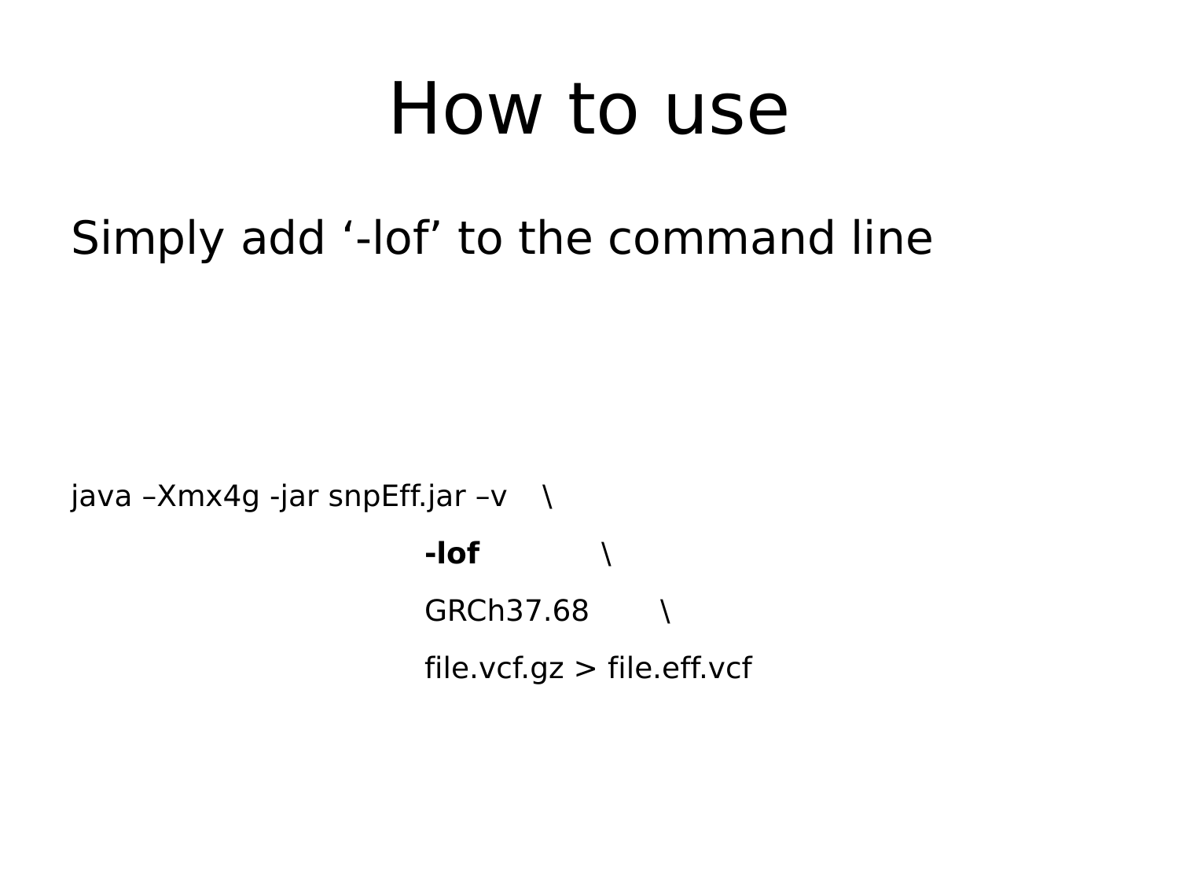# How to use

Simply add '-lof' to the command line

```
java –Xmx4g -jar snpEff.jar –v    \
                                   -lof          \
                                   GRCh37.68     \
                                   file.vcf.gz > file.eff.vcf
```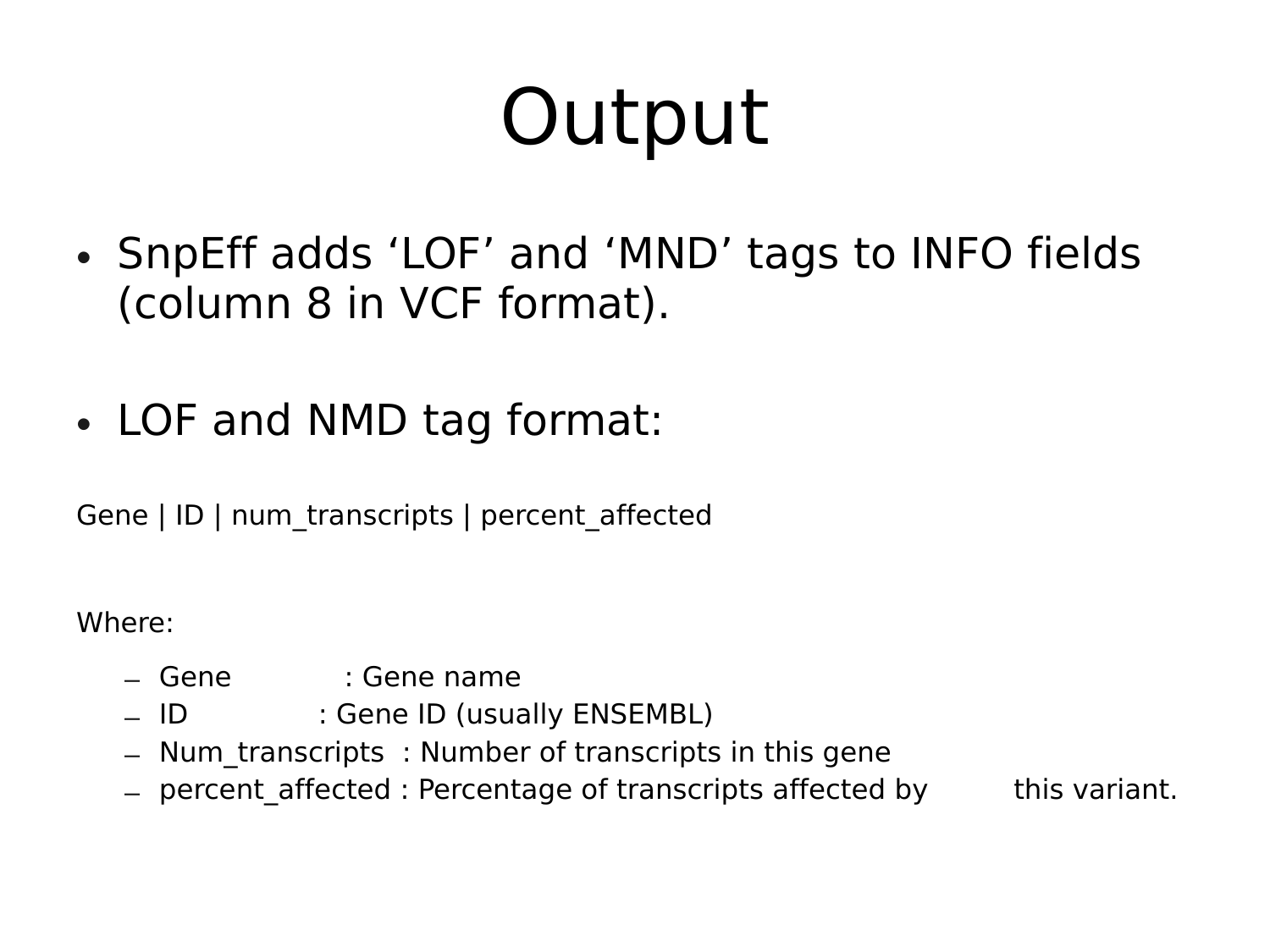# Output

- SnpEff adds 'LOF' and 'MND' tags to INFO fields (column 8 in VCF format).

- LOF and NMD tag format:

Gene | ID | num_transcripts | percent_affected

Where:

- Gene : Gene name
- ID : Gene ID (usually ENSEMBL)
- Num_transcripts : Number of transcripts in this gene
- percent_affected : Percentage of transcripts affected by this variant.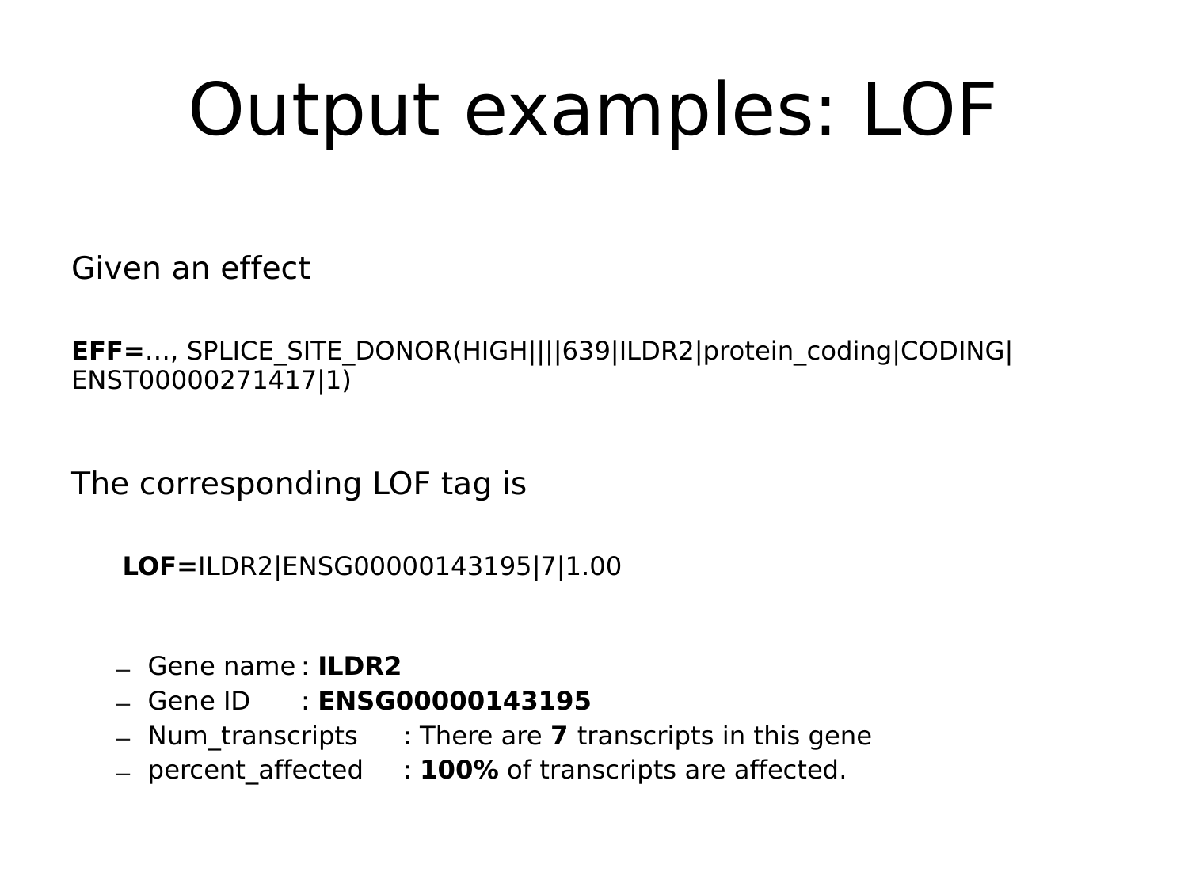# Output examples: LOF

Given an effect

**EFF=**…, SPLICE_SITE_DONOR(HIGH||||639|ILDR2|protein_coding|CODING|ENST00000271417|1)

The corresponding LOF tag is

**LOF=**ILDR2|ENSG00000143195|7|1.00

- Gene name : **ILDR2**
- Gene ID : **ENSG00000143195**
- Num_transcripts : There are **7** transcripts in this gene
- percent_affected : **100%** of transcripts are affected.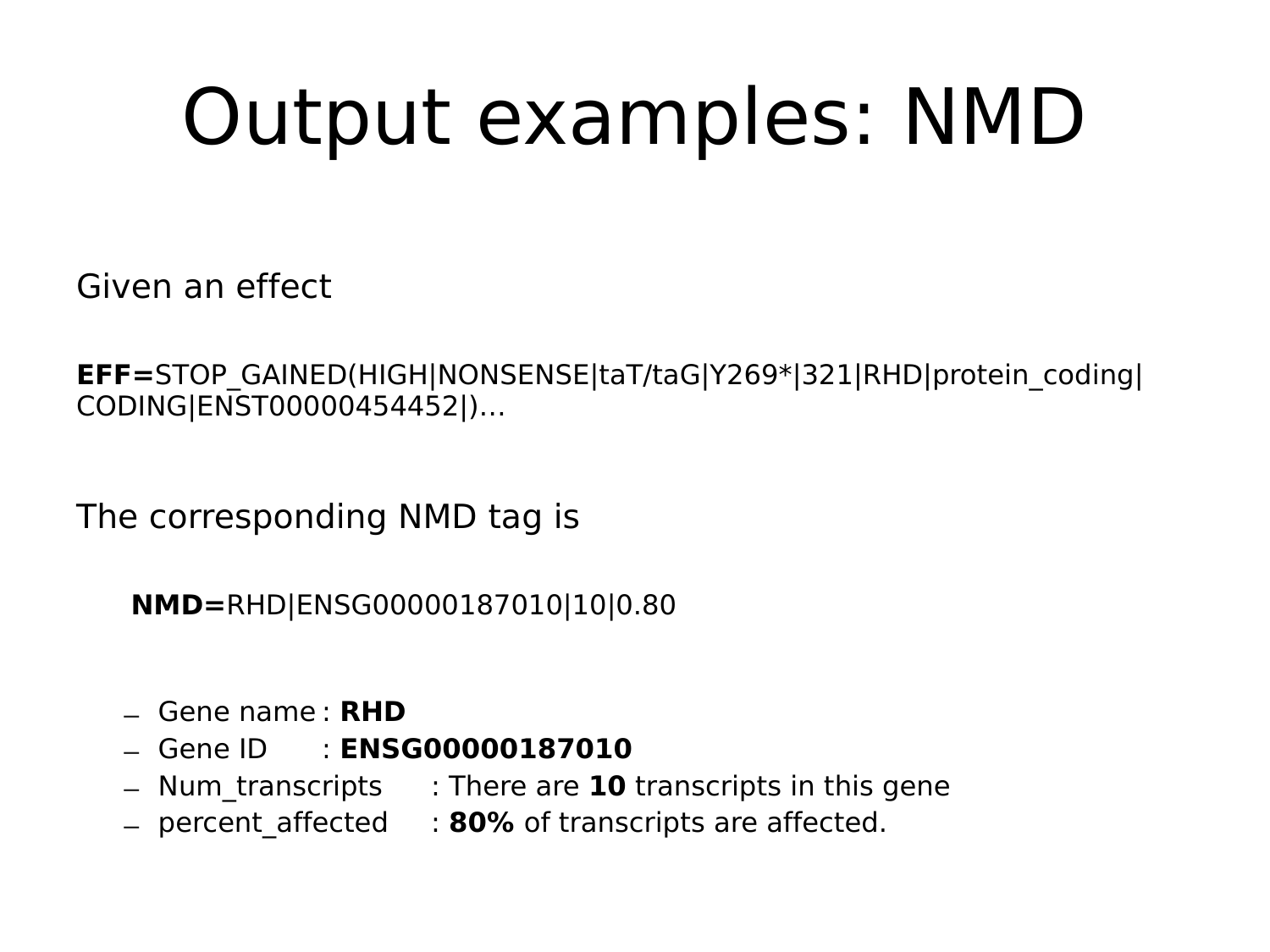# Output examples: NMD

Given an effect

**EFF=**STOP_GAINED(HIGH|NONSENSE|taT/taG|Y269*|321|RHD|protein_coding|CODING|ENST00000454452|)…

The corresponding NMD tag is

**NMD=**RHD|ENSG00000187010|10|0.80

- Gene name : **RHD**
- Gene ID : **ENSG00000187010**
- Num_transcripts : There are **10** transcripts in this gene
- percent_affected : **80%** of transcripts are affected.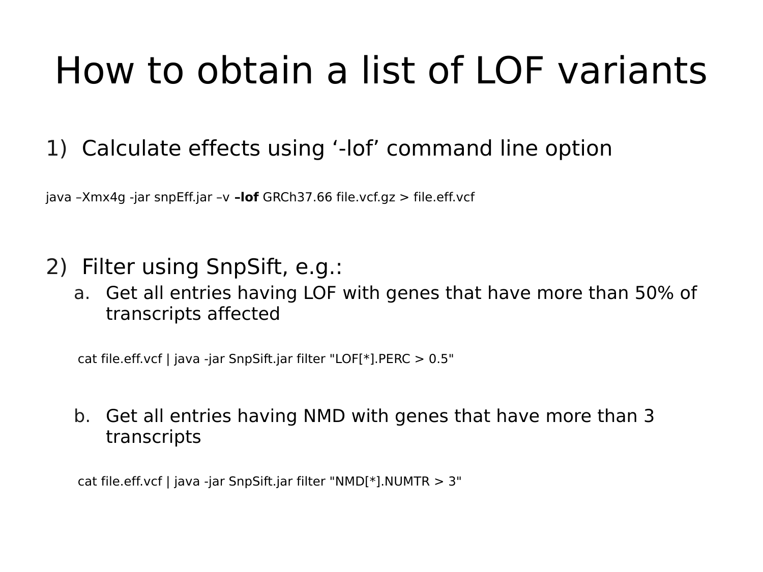# How to obtain a list of LOF variants

1) Calculate effects using '-lof' command line option

```
java –Xmx4g -jar snpEff.jar –v –lof GRCh37.66 file.vcf.gz > file.eff.vcf
```

2) Filter using SnpSift, e.g.:

   a. Get all entries having LOF with genes that have more than 50% of transcripts affected

   ```
   cat file.eff.vcf | java -jar SnpSift.jar filter "LOF[*].PERC > 0.5"
   ```

   b. Get all entries having NMD with genes that have more than 3 transcripts

   ```
   cat file.eff.vcf | java -jar SnpSift.jar filter "NMD[*].NUMTR > 3"
   ```